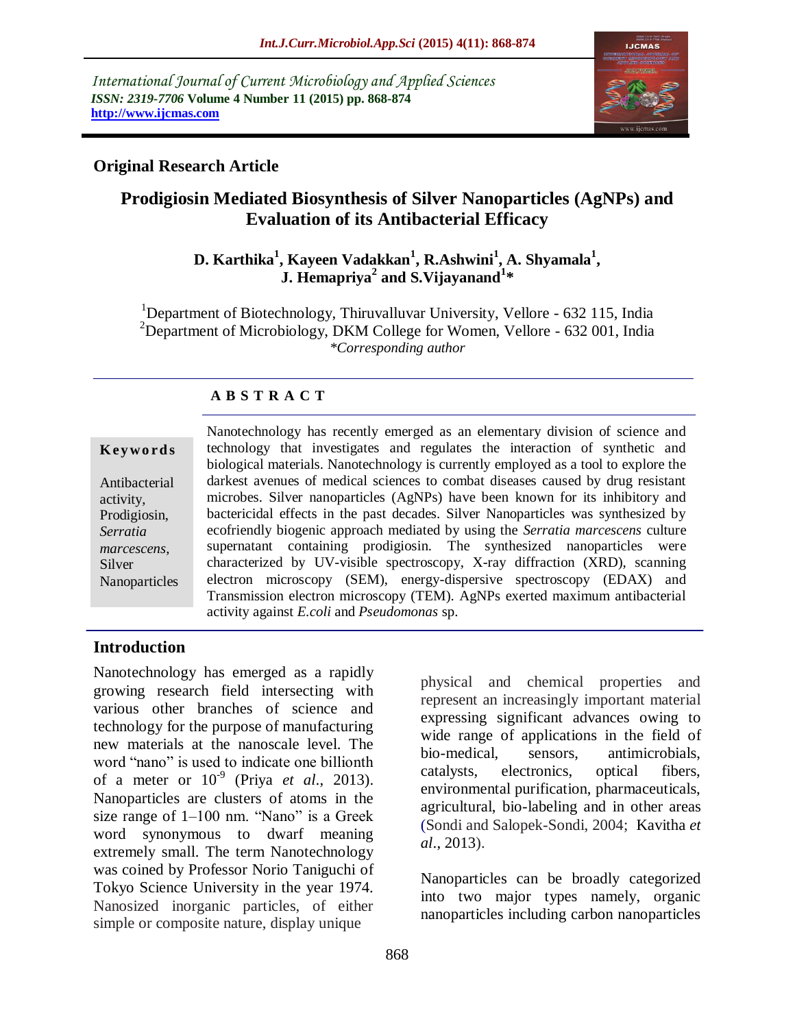International Journal of Current Microbiology and Applied Sciences
*ISSN: 2319-7706* **Volume 4 Number 11 (2015) pp. 868-874**
**http://www.ijcmas.com**

**Original Research Article**

# Prodigiosin Mediated Biosynthesis of Silver Nanoparticles (AgNPs) and Evaluation of its Antibacterial Efficacy

**D. Karthika[1], Kayeen Vadakkan[1], R.Ashwini[1], A. Shyamala[1], J. Hemapriya[2] and S.Vijayanand[1]***

[1]Department of Biotechnology, Thiruvalluvar University, Vellore - 632 115, India
[2]Department of Microbiology, DKM College for Women, Vellore - 632 001, India
*\*Corresponding author*

## A B S T R A C T

**Keywords**

Antibacterial activity, Prodigiosin, *Serratia marcescens*, Silver Nanoparticles

Nanotechnology has recently emerged as an elementary division of science and technology that investigates and regulates the interaction of synthetic and biological materials. Nanotechnology is currently employed as a tool to explore the darkest avenues of medical sciences to combat diseases caused by drug resistant microbes. Silver nanoparticles (AgNPs) have been known for its inhibitory and bactericidal effects in the past decades. Silver Nanoparticles was synthesized by ecofriendly biogenic approach mediated by using the *Serratia marcescens* culture supernatant containing prodigiosin. The synthesized nanoparticles were characterized by UV-visible spectroscopy, X-ray diffraction (XRD), scanning electron microscopy (SEM), energy-dispersive spectroscopy (EDAX) and Transmission electron microscopy (TEM). AgNPs exerted maximum antibacterial activity against *E.coli* and *Pseudomonas* sp.

## Introduction

Nanotechnology has emerged as a rapidly growing research field intersecting with various other branches of science and technology for the purpose of manufacturing new materials at the nanoscale level. The word "nano" is used to indicate one billionth of a meter or $10^{-9}$ (Priya *et al.,* 2013). Nanoparticles are clusters of atoms in the size range of 1–100 nm. "Nano" is a Greek word synonymous to dwarf meaning extremely small. The term Nanotechnology was coined by Professor Norio Taniguchi of Tokyo Science University in the year 1974. Nanosized inorganic particles, of either simple or composite nature, display unique physical and chemical properties and represent an increasingly important material expressing significant advances owing to wide range of applications in the field of bio-medical, sensors, antimicrobials, catalysts, electronics, optical fibers, environmental purification, pharmaceuticals, agricultural, bio-labeling and in other areas (Sondi and Salopek-Sondi, 2004; Kavitha *et al*., 2013).

Nanoparticles can be broadly categorized into two major types namely, organic nanoparticles including carbon nanoparticles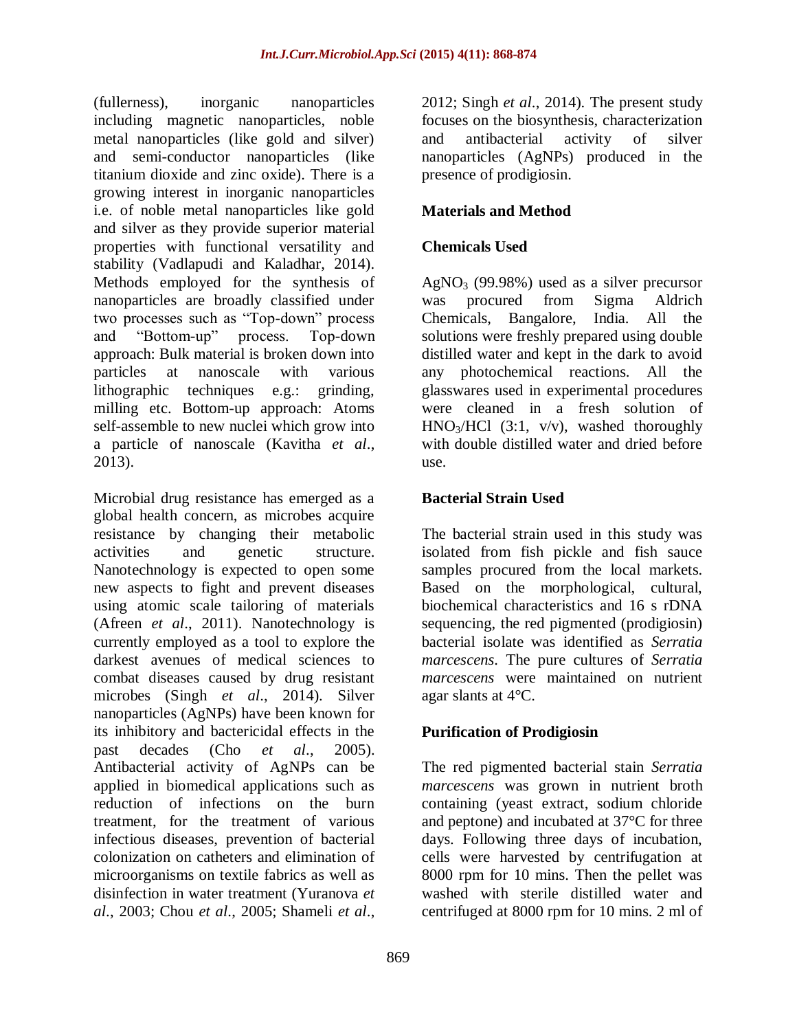(fullerness), inorganic nanoparticles including magnetic nanoparticles, noble metal nanoparticles (like gold and silver) and semi-conductor nanoparticles (like titanium dioxide and zinc oxide). There is a growing interest in inorganic nanoparticles i.e. of noble metal nanoparticles like gold and silver as they provide superior material properties with functional versatility and stability (Vadlapudi and Kaladhar, 2014). Methods employed for the synthesis of nanoparticles are broadly classified under two processes such as "Top-down" process and "Bottom-up" process. Top-down approach: Bulk material is broken down into particles at nanoscale with various lithographic techniques e.g.: grinding, milling etc. Bottom-up approach: Atoms self-assemble to new nuclei which grow into a particle of nanoscale (Kavitha *et al*., 2013).

Microbial drug resistance has emerged as a global health concern, as microbes acquire resistance by changing their metabolic activities and genetic structure. Nanotechnology is expected to open some new aspects to fight and prevent diseases using atomic scale tailoring of materials (Afreen *et al*., 2011). Nanotechnology is currently employed as a tool to explore the darkest avenues of medical sciences to combat diseases caused by drug resistant microbes (Singh *et al*., 2014). Silver nanoparticles (AgNPs) have been known for its inhibitory and bactericidal effects in the past decades (Cho *et al*., 2005). Antibacterial activity of AgNPs can be applied in biomedical applications such as reduction of infections on the burn treatment, for the treatment of various infectious diseases, prevention of bacterial colonization on catheters and elimination of microorganisms on textile fabrics as well as disinfection in water treatment (Yuranova *et al*., 2003; Chou *et al*., 2005; Shameli *et al*., 2012; Singh *et al*., 2014). The present study focuses on the biosynthesis, characterization and antibacterial activity of silver nanoparticles (AgNPs) produced in the presence of prodigiosin.

## Materials and Method

### Chemicals Used

$AgNO_3$ (99.98%) used as a silver precursor was procured from Sigma Aldrich Chemicals, Bangalore, India. All the solutions were freshly prepared using double distilled water and kept in the dark to avoid any photochemical reactions. All the glasswares used in experimental procedures were cleaned in a fresh solution of $HNO_3$/HCl (3:1, v/v), washed thoroughly with double distilled water and dried before use.

### Bacterial Strain Used

The bacterial strain used in this study was isolated from fish pickle and fish sauce samples procured from the local markets. Based on the morphological, cultural, biochemical characteristics and 16 s rDNA sequencing, the red pigmented (prodigiosin) bacterial isolate was identified as *Serratia marcescens*. The pure cultures of *Serratia marcescens* were maintained on nutrient agar slants at 4°C.

### Purification of Prodigiosin

The red pigmented bacterial stain *Serratia marcescens* was grown in nutrient broth containing (yeast extract, sodium chloride and peptone) and incubated at 37°C for three days. Following three days of incubation, cells were harvested by centrifugation at 8000 rpm for 10 mins. Then the pellet was washed with sterile distilled water and centrifuged at 8000 rpm for 10 mins. 2 ml of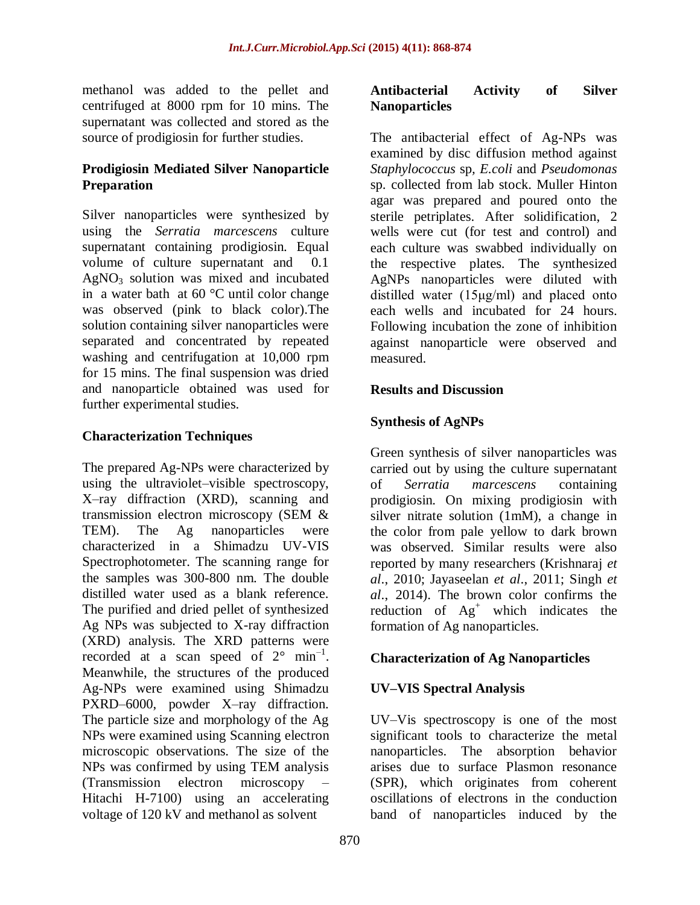methanol was added to the pellet and centrifuged at 8000 rpm for 10 mins. The supernatant was collected and stored as the source of prodigiosin for further studies.

### Prodigiosin Mediated Silver Nanoparticle Preparation

Silver nanoparticles were synthesized by using the *Serratia marcescens* culture supernatant containing prodigiosin. Equal volume of culture supernatant and 0.1 $AgNO_3$ solution was mixed and incubated in a water bath at 60 °C until color change was observed (pink to black color).The solution containing silver nanoparticles were separated and concentrated by repeated washing and centrifugation at 10,000 rpm for 15 mins. The final suspension was dried and nanoparticle obtained was used for further experimental studies.

### Characterization Techniques

The prepared Ag-NPs were characterized by using the ultraviolet–visible spectroscopy, X–ray diffraction (XRD), scanning and transmission electron microscopy (SEM & TEM). The Ag nanoparticles were characterized in a Shimadzu UV-VIS Spectrophotometer. The scanning range for the samples was 300-800 nm. The double distilled water used as a blank reference. The purified and dried pellet of synthesized Ag NPs was subjected to X-ray diffraction (XRD) analysis. The XRD patterns were recorded at a scan speed of $2° \ min^{-1}$. Meanwhile, the structures of the produced Ag-NPs were examined using Shimadzu PXRD–6000, powder X–ray diffraction. The particle size and morphology of the Ag NPs were examined using Scanning electron microscopic observations. The size of the NPs was confirmed by using TEM analysis (Transmission electron microscopy – Hitachi H-7100) using an accelerating voltage of 120 kV and methanol as solvent

### Antibacterial Activity of Silver Nanoparticles

The antibacterial effect of Ag-NPs was examined by disc diffusion method against *Staphylococcus* sp, *E.coli* and *Pseudomonas* sp. collected from lab stock. Muller Hinton agar was prepared and poured onto the sterile petriplates. After solidification, 2 wells were cut (for test and control) and each culture was swabbed individually on the respective plates. The synthesized AgNPs nanoparticles were diluted with distilled water (15µg/ml) and placed onto each wells and incubated for 24 hours. Following incubation the zone of inhibition against nanoparticle were observed and measured.

## Results and Discussion

### Synthesis of AgNPs

Green synthesis of silver nanoparticles was carried out by using the culture supernatant of *Serratia marcescens* containing prodigiosin. On mixing prodigiosin with silver nitrate solution (1mM), a change in the color from pale yellow to dark brown was observed. Similar results were also reported by many researchers (Krishnaraj *et al*., 2010; Jayaseelan *et al*., 2011; Singh *et al*., 2014). The brown color confirms the reduction of $Ag^+$ which indicates the formation of Ag nanoparticles.

### Characterization of Ag Nanoparticles

### UV–VIS Spectral Analysis

UV–Vis spectroscopy is one of the most significant tools to characterize the metal nanoparticles. The absorption behavior arises due to surface Plasmon resonance (SPR), which originates from coherent oscillations of electrons in the conduction band of nanoparticles induced by the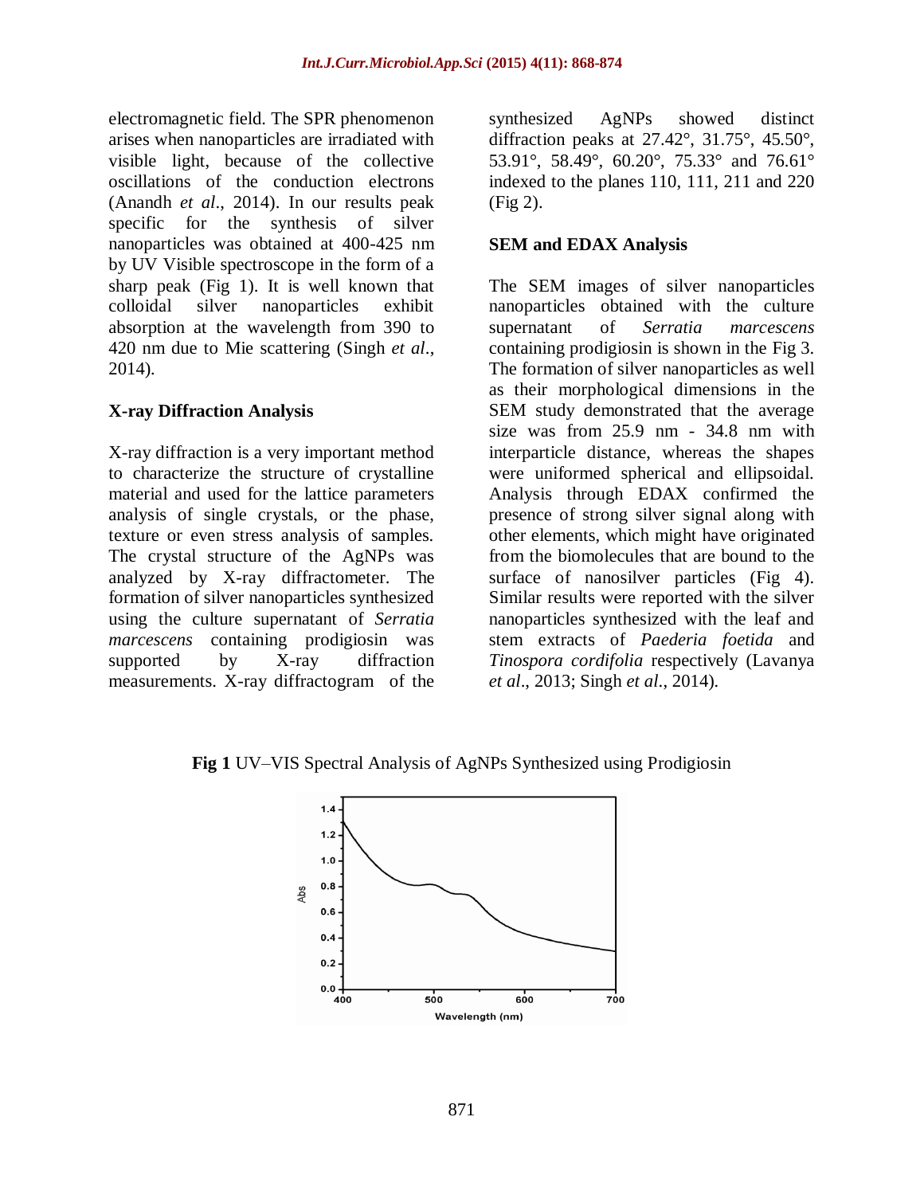electromagnetic field. The SPR phenomenon arises when nanoparticles are irradiated with visible light, because of the collective oscillations of the conduction electrons (Anandh *et al*., 2014). In our results peak specific for the synthesis of silver nanoparticles was obtained at 400-425 nm by UV Visible spectroscope in the form of a sharp peak (Fig 1). It is well known that colloidal silver nanoparticles exhibit absorption at the wavelength from 390 to 420 nm due to Mie scattering (Singh *et al*., 2014).

### X-ray Diffraction Analysis

X-ray diffraction is a very important method to characterize the structure of crystalline material and used for the lattice parameters analysis of single crystals, or the phase, texture or even stress analysis of samples. The crystal structure of the AgNPs was analyzed by X-ray diffractometer. The formation of silver nanoparticles synthesized using the culture supernatant of *Serratia marcescens* containing prodigiosin was supported by X-ray diffraction measurements. X-ray diffractogram of the synthesized AgNPs showed distinct diffraction peaks at 27.42°, 31.75°, 45.50°, 53.91°, 58.49°, 60.20°, 75.33° and 76.61° indexed to the planes 110, 111, 211 and 220 (Fig 2).

### SEM and EDAX Analysis

The SEM images of silver nanoparticles nanoparticles obtained with the culture supernatant of *Serratia marcescens* containing prodigiosin is shown in the Fig 3. The formation of silver nanoparticles as well as their morphological dimensions in the SEM study demonstrated that the average size was from 25.9 nm - 34.8 nm with interparticle distance, whereas the shapes were uniformed spherical and ellipsoidal. Analysis through EDAX confirmed the presence of strong silver signal along with other elements, which might have originated from the biomolecules that are bound to the surface of nanosilver particles (Fig 4). Similar results were reported with the silver nanoparticles synthesized with the leaf and stem extracts of *Paederia foetida* and *Tinospora cordifolia* respectively (Lavanya *et al*., 2013; Singh *et al*., 2014).

**Fig 1** UV–VIS Spectral Analysis of AgNPs Synthesized using Prodigiosin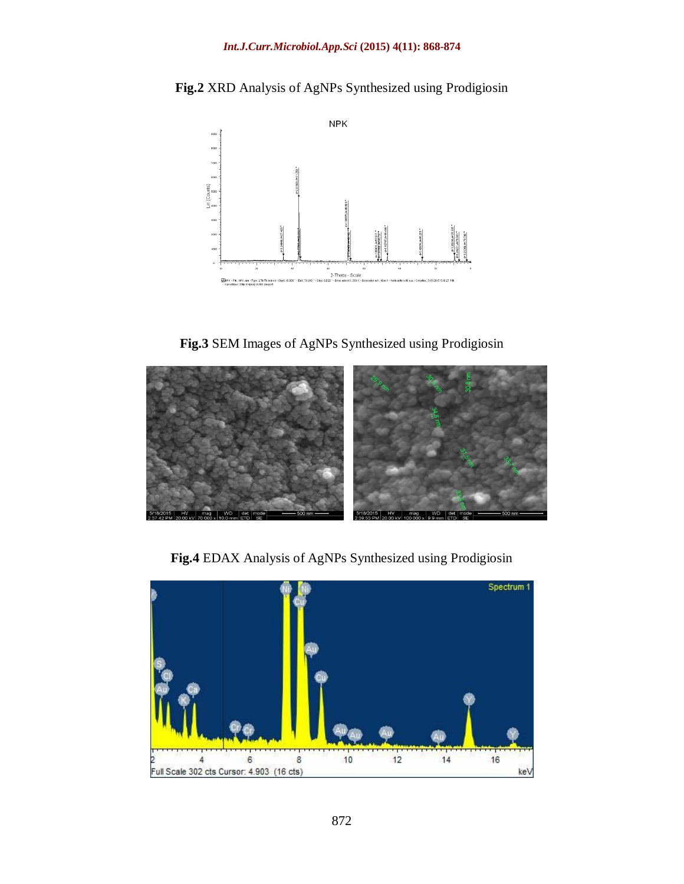**Fig.2** XRD Analysis of AgNPs Synthesized using Prodigiosin

**Fig.3** SEM Images of AgNPs Synthesized using Prodigiosin

**Fig.4** EDAX Analysis of AgNPs Synthesized using Prodigiosin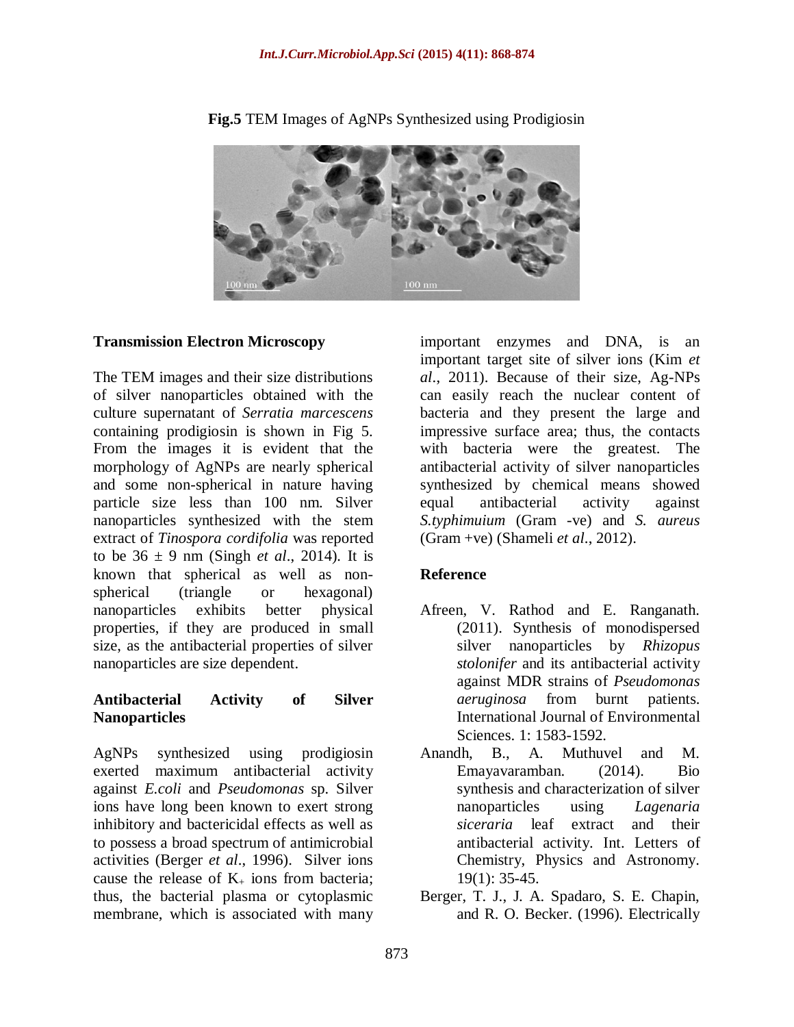**Fig.5** TEM Images of AgNPs Synthesized using Prodigiosin

## Transmission Electron Microscopy

The TEM images and their size distributions of silver nanoparticles obtained with the culture supernatant of *Serratia marcescens* containing prodigiosin is shown in Fig 5. From the images it is evident that the morphology of AgNPs are nearly spherical and some non-spherical in nature having particle size less than 100 nm. Silver nanoparticles synthesized with the stem extract of *Tinospora cordifolia* was reported to be 36 ± 9 nm (Singh *et al*., 2014). It is known that spherical as well as non-spherical (triangle or hexagonal) nanoparticles exhibits better physical properties, if they are produced in small size, as the antibacterial properties of silver nanoparticles are size dependent.

## Antibacterial Activity of Silver Nanoparticles

AgNPs synthesized using prodigiosin exerted maximum antibacterial activity against *E.coli* and *Pseudomonas* sp. Silver ions have long been known to exert strong inhibitory and bactericidal effects as well as to possess a broad spectrum of antimicrobial activities (Berger *et al*., 1996). Silver ions cause the release of $K_+$ ions from bacteria; thus, the bacterial plasma or cytoplasmic membrane, which is associated with many important enzymes and DNA, is an important target site of silver ions (Kim *et al*., 2011). Because of their size, Ag-NPs can easily reach the nuclear content of bacteria and they present the large and impressive surface area; thus, the contacts with bacteria were the greatest. The antibacterial activity of silver nanoparticles synthesized by chemical means showed equal antibacterial activity against *S.typhimuium* (Gram -ve) and *S. aureus* (Gram +ve) (Shameli *et al*., 2012).

## Reference

- Afreen, V. Rathod and E. Ranganath. (2011). Synthesis of monodispersed silver nanoparticles by *Rhizopus stolonifer* and its antibacterial activity against MDR strains of *Pseudomonas aeruginosa* from burnt patients. International Journal of Environmental Sciences. 1: 1583-1592.
- Anandh, B., A. Muthuvel and M. Emayavaramban. (2014). Bio synthesis and characterization of silver nanoparticles using *Lagenaria siceraria* leaf extract and their antibacterial activity. Int. Letters of Chemistry, Physics and Astronomy. 19(1): 35-45.
- Berger, T. J., J. A. Spadaro, S. E. Chapin, and R. O. Becker. (1996). Electrically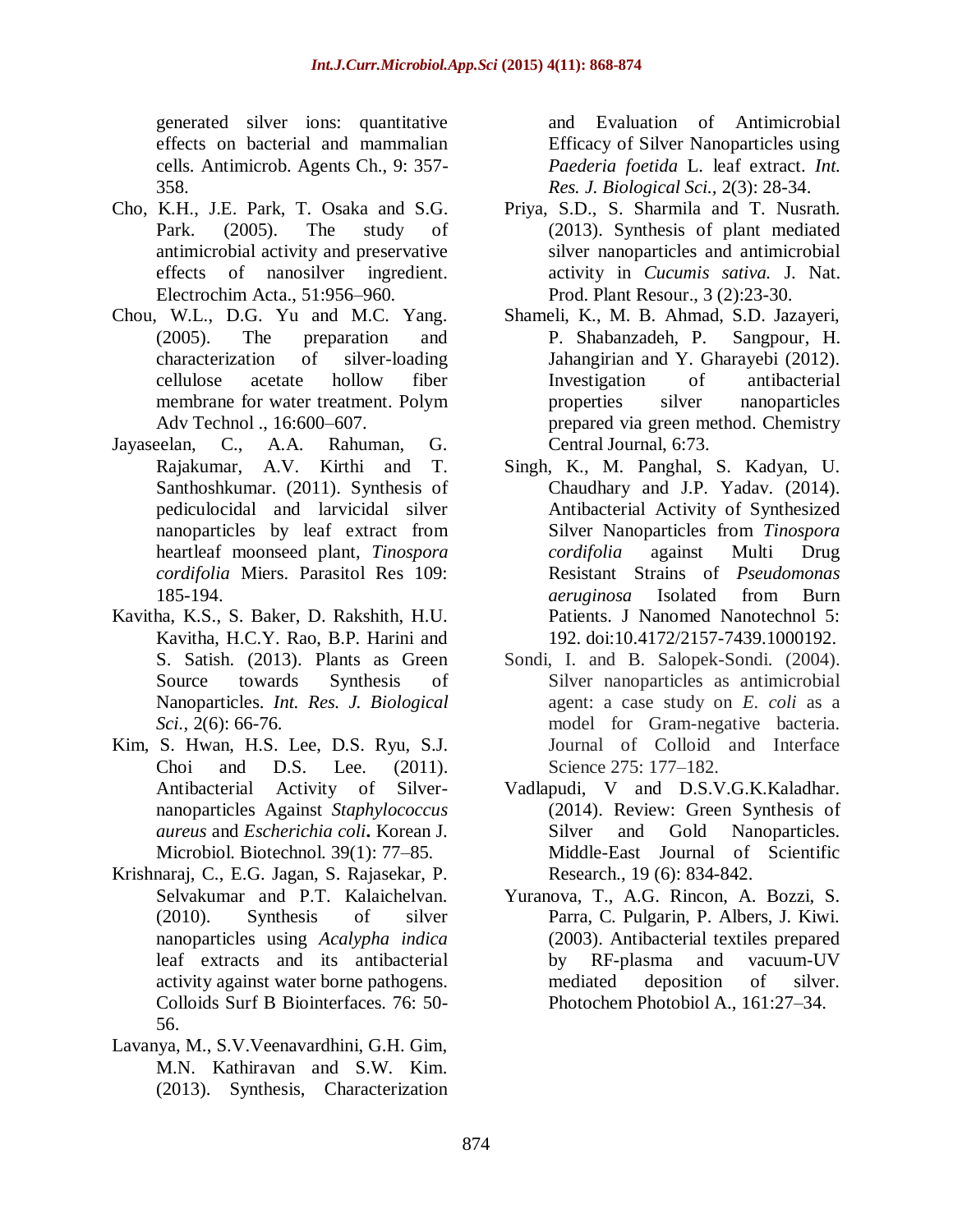generated silver ions: quantitative effects on bacterial and mammalian cells. Antimicrob. Agents Ch., 9: 357-358.

Cho, K.H., J.E. Park, T. Osaka and S.G. Park. (2005). The study of antimicrobial activity and preservative effects of nanosilver ingredient. Electrochim Acta., 51:956–960.

Chou, W.L., D.G. Yu and M.C. Yang. (2005). The preparation and characterization of silver-loading cellulose acetate hollow fiber membrane for water treatment. Polym Adv Technol ., 16:600–607.

Jayaseelan, C., A.A. Rahuman, G. Rajakumar, A.V. Kirthi and T. Santhoshkumar. (2011). Synthesis of pediculocidal and larvicidal silver nanoparticles by leaf extract from heartleaf moonseed plant, *Tinospora cordifolia* Miers. Parasitol Res 109: 185-194.

Kavitha, K.S., S. Baker, D. Rakshith, H.U. Kavitha, H.C.Y. Rao, B.P. Harini and S. Satish. (2013). Plants as Green Source towards Synthesis of Nanoparticles. *Int. Res. J. Biological Sci.*, 2(6): 66-76.

Kim, S. Hwan, H.S. Lee, D.S. Ryu, S.J. Choi and D.S. Lee. (2011). Antibacterial Activity of Silver-nanoparticles Against *Staphylococcus aureus* and *Escherichia coli***.** Korean J. Microbiol. Biotechnol. 39(1): 77–85.

Krishnaraj, C., E.G. Jagan, S. Rajasekar, P. Selvakumar and P.T. Kalaichelvan. (2010). Synthesis of silver nanoparticles using *Acalypha indica* leaf extracts and its antibacterial activity against water borne pathogens. Colloids Surf B Biointerfaces. 76: 50-56.

Lavanya, M., S.V.Veenavardhini, G.H. Gim, M.N. Kathiravan and S.W. Kim. (2013). Synthesis, Characterization and Evaluation of Antimicrobial Efficacy of Silver Nanoparticles using *Paederia foetida* L. leaf extract. *Int. Res. J. Biological Sci.*, 2(3): 28-34.

Priya, S.D., S. Sharmila and T. Nusrath. (2013). Synthesis of plant mediated silver nanoparticles and antimicrobial activity in *Cucumis sativa.* J. Nat. Prod. Plant Resour., 3 (2):23-30.

Shameli, K., M. B. Ahmad, S.D. Jazayeri, P. Shabanzadeh, P. Sangpour, H. Jahangirian and Y. Gharayebi (2012). Investigation of antibacterial properties silver nanoparticles prepared via green method. Chemistry Central Journal, 6:73.

Singh, K., M. Panghal, S. Kadyan, U. Chaudhary and J.P. Yadav. (2014). Antibacterial Activity of Synthesized Silver Nanoparticles from *Tinospora cordifolia* against Multi Drug Resistant Strains of *Pseudomonas aeruginosa* Isolated from Burn Patients. J Nanomed Nanotechnol 5: 192. doi:10.4172/2157-7439.1000192.

Sondi, I. and B. Salopek-Sondi. (2004). Silver nanoparticles as antimicrobial agent: a case study on *E. coli* as a model for Gram-negative bacteria. Journal of Colloid and Interface Science 275: 177–182.

Vadlapudi, V and D.S.V.G.K.Kaladhar. (2014). Review: Green Synthesis of Silver and Gold Nanoparticles. Middle-East Journal of Scientific Research., 19 (6): 834-842.

Yuranova, T., A.G. Rincon, A. Bozzi, S. Parra, C. Pulgarin, P. Albers, J. Kiwi. (2003). Antibacterial textiles prepared by RF-plasma and vacuum-UV mediated deposition of silver. Photochem Photobiol A., 161:27–34.